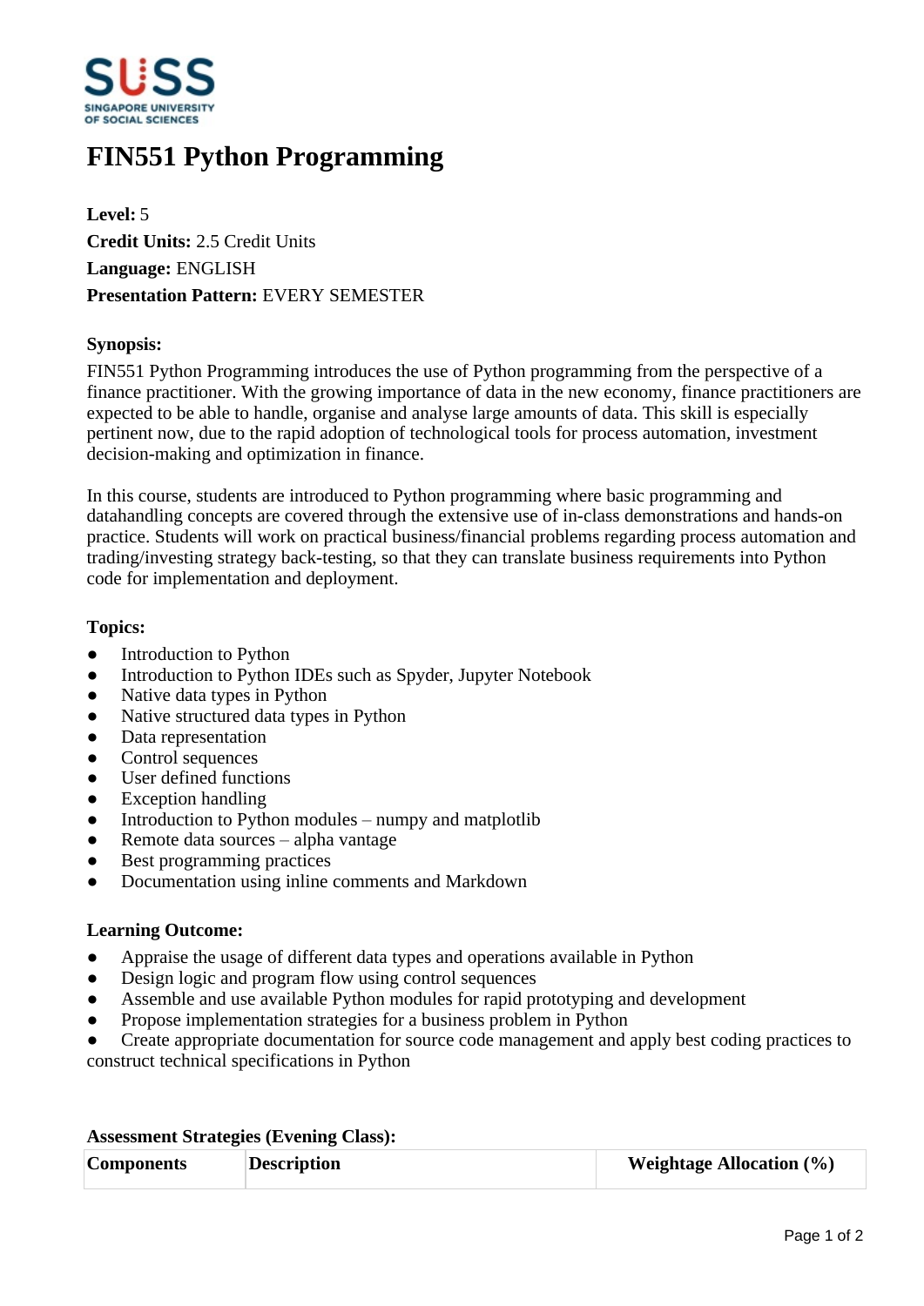# FIN551 Python Programming

**Level:** 5
**Credit Units:** 2.5 Credit Units
**Language:** ENGLISH
**Presentation Pattern:** EVERY SEMESTER

**Synopsis:**

FIN551 Python Programming introduces the use of Python programming from the perspective of a finance practitioner. With the growing importance of data in the new economy, finance practitioners are expected to be able to handle, organise and analyse large amounts of data. This skill is especially pertinent now, due to the rapid adoption of technological tools for process automation, investment decision-making and optimization in finance.

In this course, students are introduced to Python programming where basic programming and datahandling concepts are covered through the extensive use of in-class demonstrations and hands-on practice. Students will work on practical business/financial problems regarding process automation and trading/investing strategy back-testing, so that they can translate business requirements into Python code for implementation and deployment.

**Topics:**

- Introduction to Python
- Introduction to Python IDEs such as Spyder, Jupyter Notebook
- Native data types in Python
- Native structured data types in Python
- Data representation
- Control sequences
- User defined functions
- Exception handling
- Introduction to Python modules – numpy and matplotlib
- Remote data sources – alpha vantage
- Best programming practices
- Documentation using inline comments and Markdown

**Learning Outcome:**

- Appraise the usage of different data types and operations available in Python
- Design logic and program flow using control sequences
- Assemble and use available Python modules for rapid prototyping and development
- Propose implementation strategies for a business problem in Python
- Create appropriate documentation for source code management and apply best coding practices to construct technical specifications in Python

**Assessment Strategies (Evening Class):**

| Components | Description | Weightage Allocation (%) |
|---|---|---|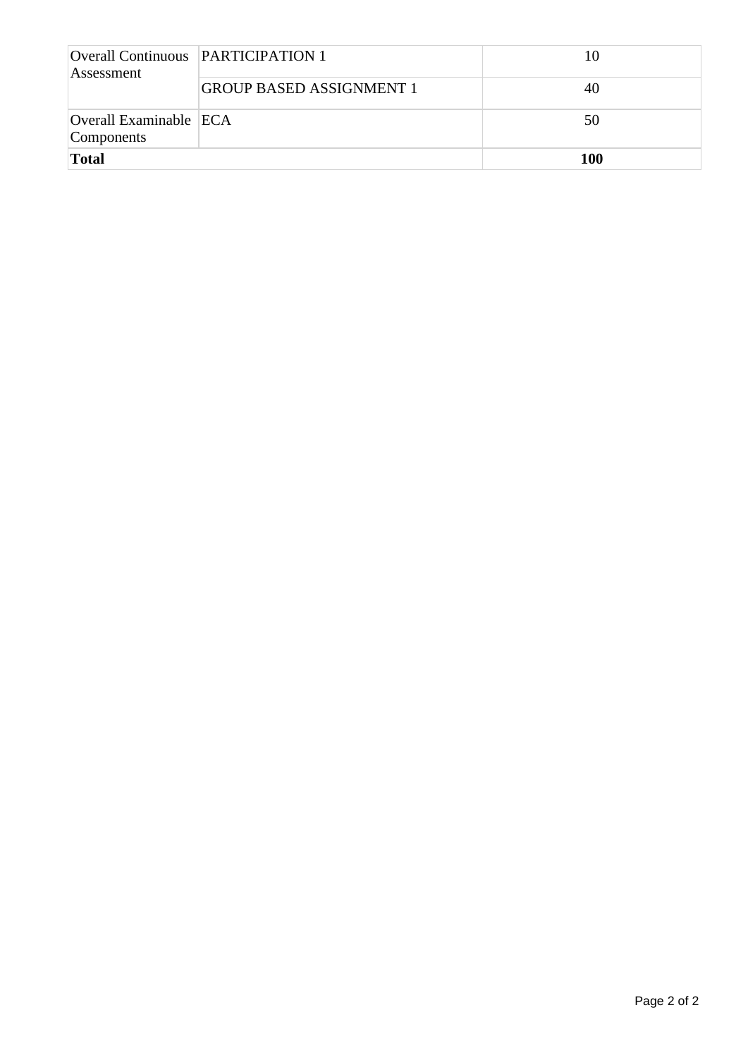| | | |
|---|---|---|
| Overall Continuous Assessment | PARTICIPATION 1 | 10 |
| | GROUP BASED ASSIGNMENT 1 | 40 |
| Overall Examinable Components | ECA | 50 |
| **Total** | | **100** |